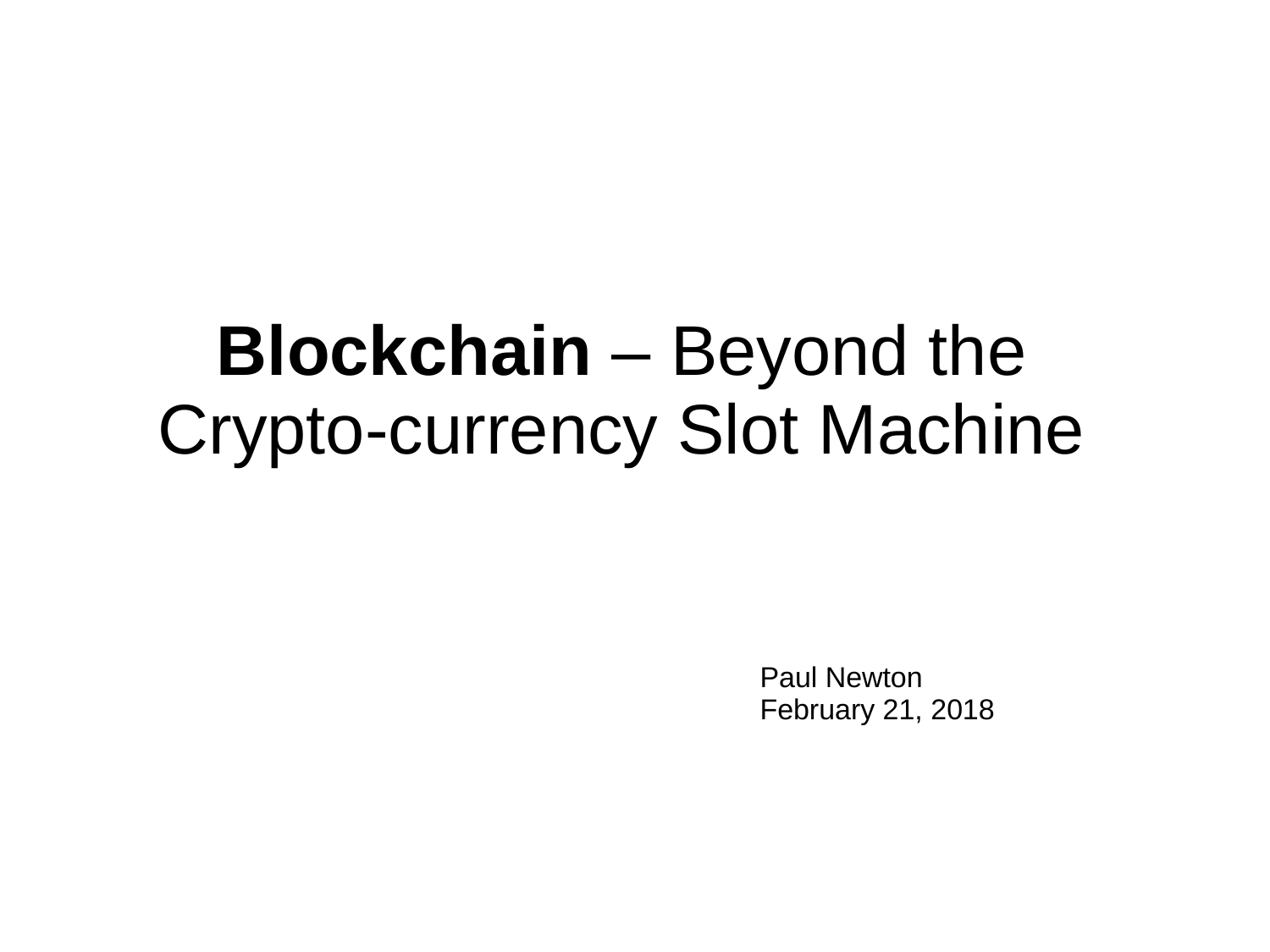# **Blockchain** – Beyond the Crypto-currency Slot Machine

Paul Newton
February 21, 2018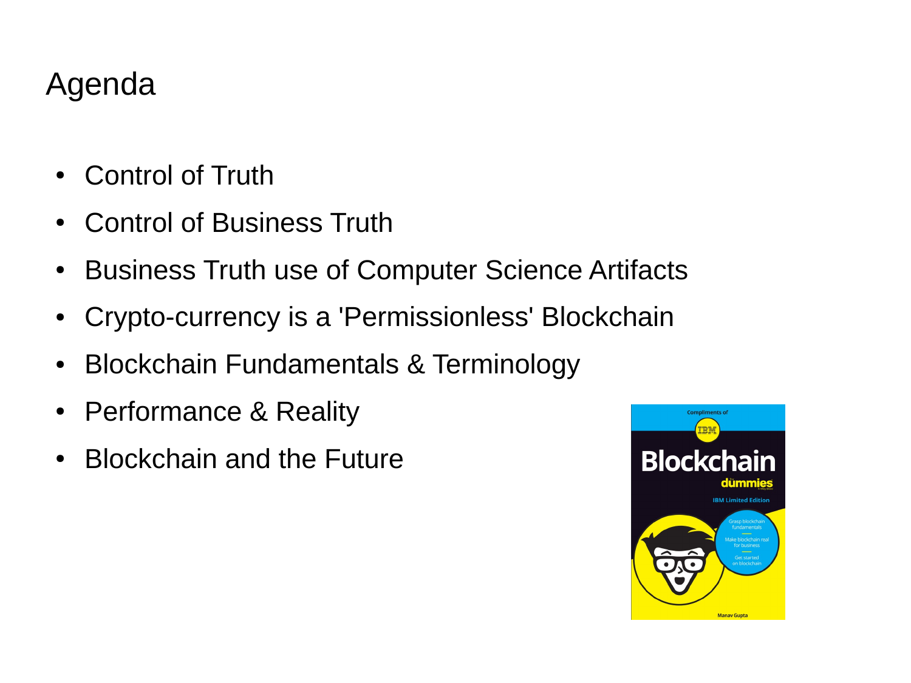# Agenda

- Control of Truth
- Control of Business Truth
- Business Truth use of Computer Science Artifacts
- Crypto-currency is a 'Permissionless' Blockchain
- Blockchain Fundamentals & Terminology
- Performance & Reality
- Blockchain and the Future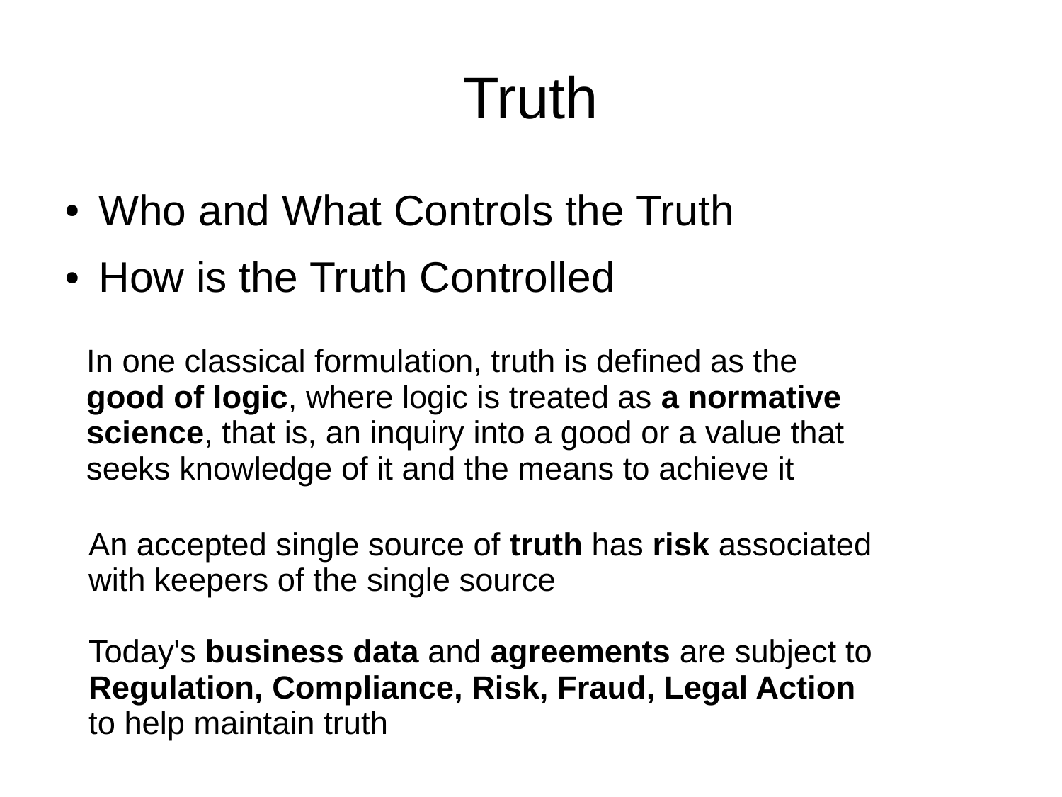# Truth

- Who and What Controls the Truth
- How is the Truth Controlled

In one classical formulation, truth is defined as the **good of logic**, where logic is treated as **a normative science**, that is, an inquiry into a good or a value that seeks knowledge of it and the means to achieve it

An accepted single source of **truth** has **risk** associated with keepers of the single source

Today's **business data** and **agreements** are subject to **Regulation, Compliance, Risk, Fraud, Legal Action** to help maintain truth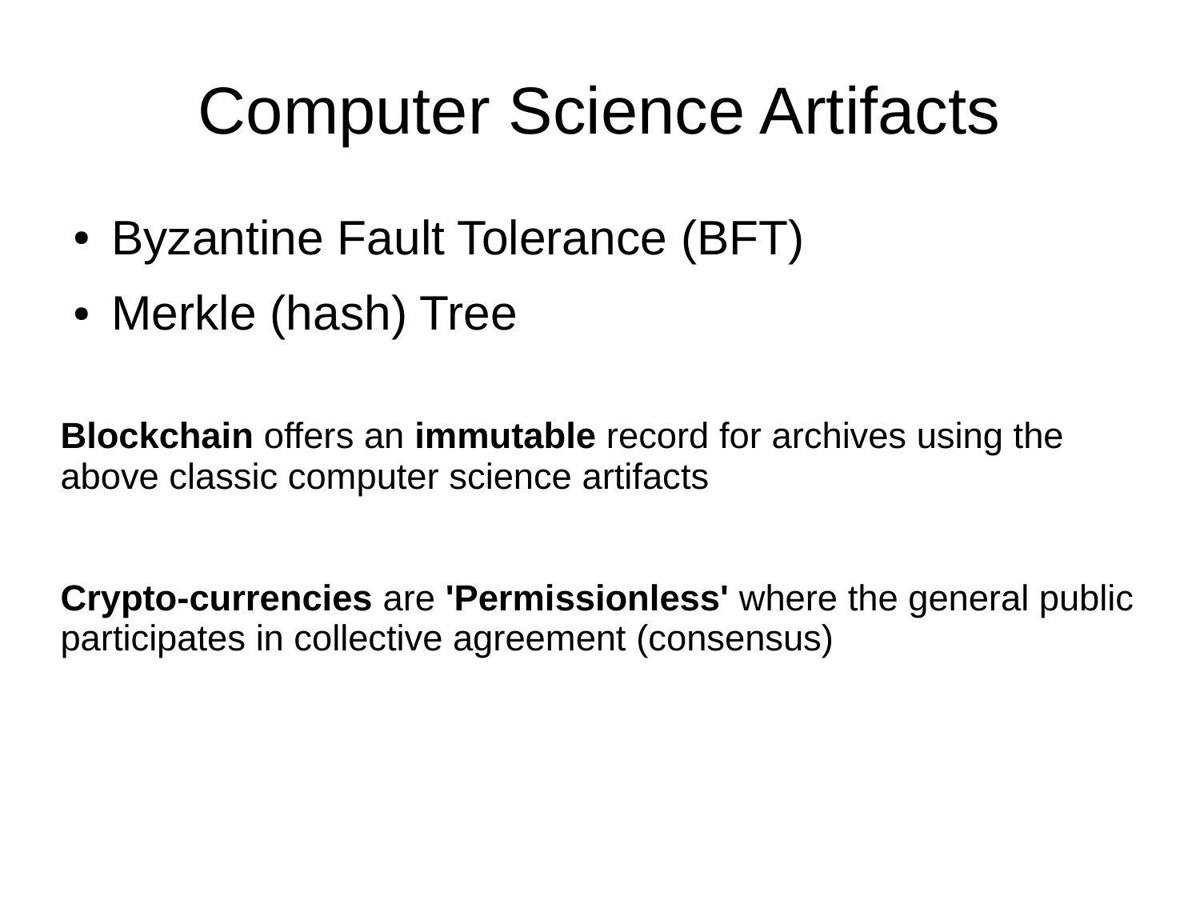# Computer Science Artifacts

- Byzantine Fault Tolerance (BFT)
- Merkle (hash) Tree

**Blockchain** offers an **immutable** record for archives using the above classic computer science artifacts

**Crypto-currencies** are **'Permissionless'** where the general public participates in collective agreement (consensus)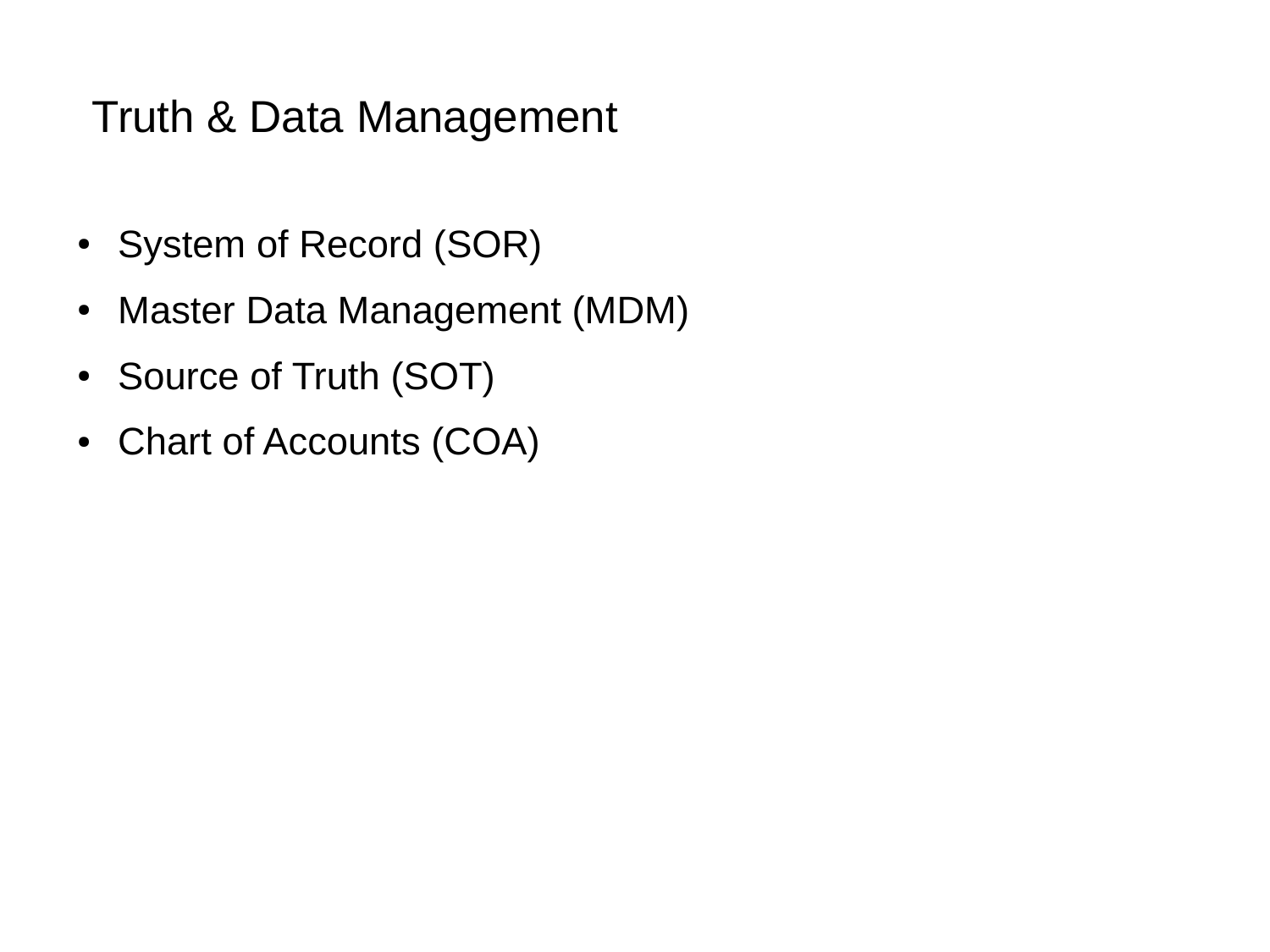# Truth & Data Management

- System of Record (SOR)
- Master Data Management (MDM)
- Source of Truth (SOT)
- Chart of Accounts (COA)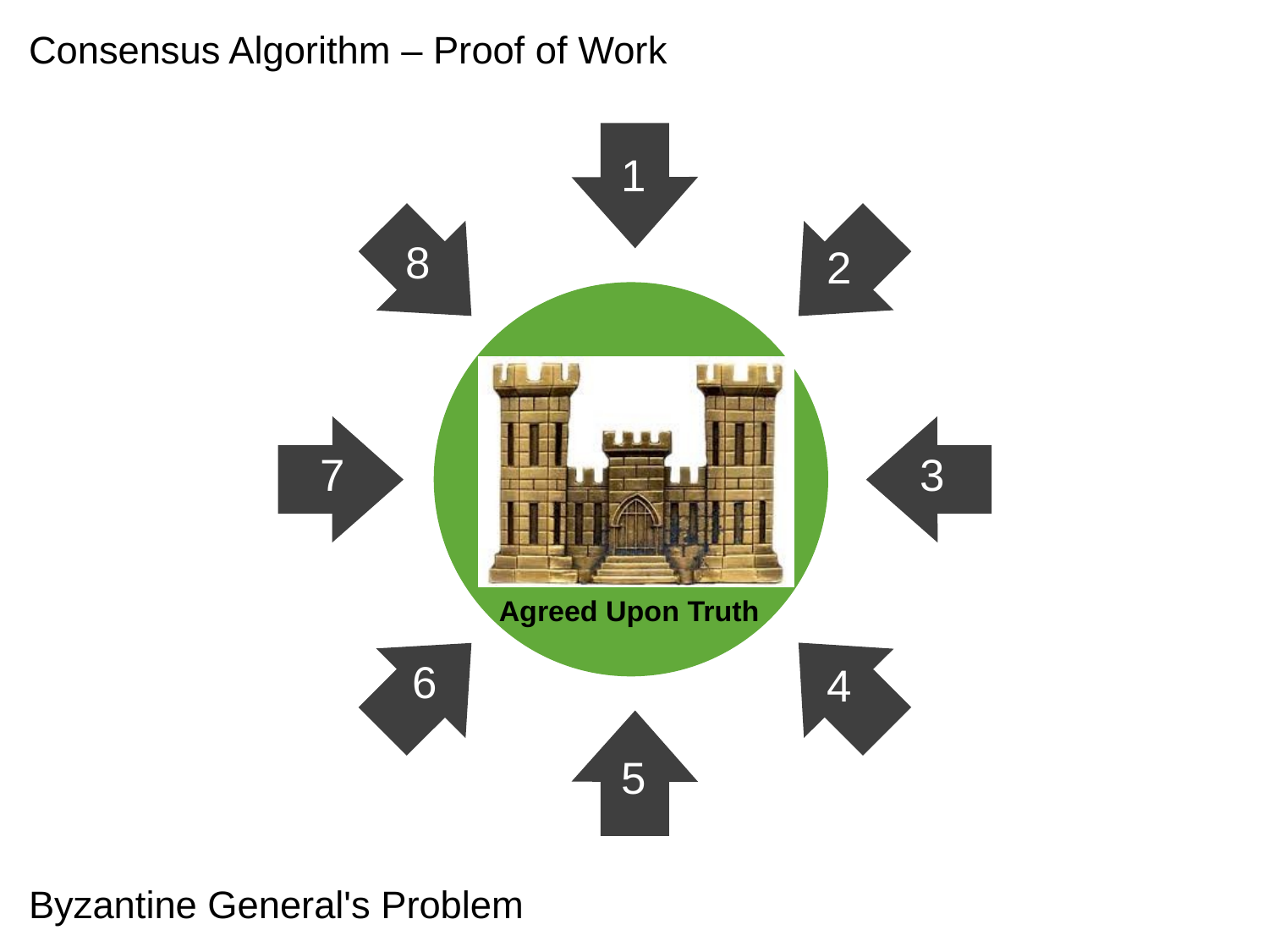Consensus Algorithm – Proof of Work

1

2

3

4

5

6

7

8

Agreed Upon Truth

Byzantine General's Problem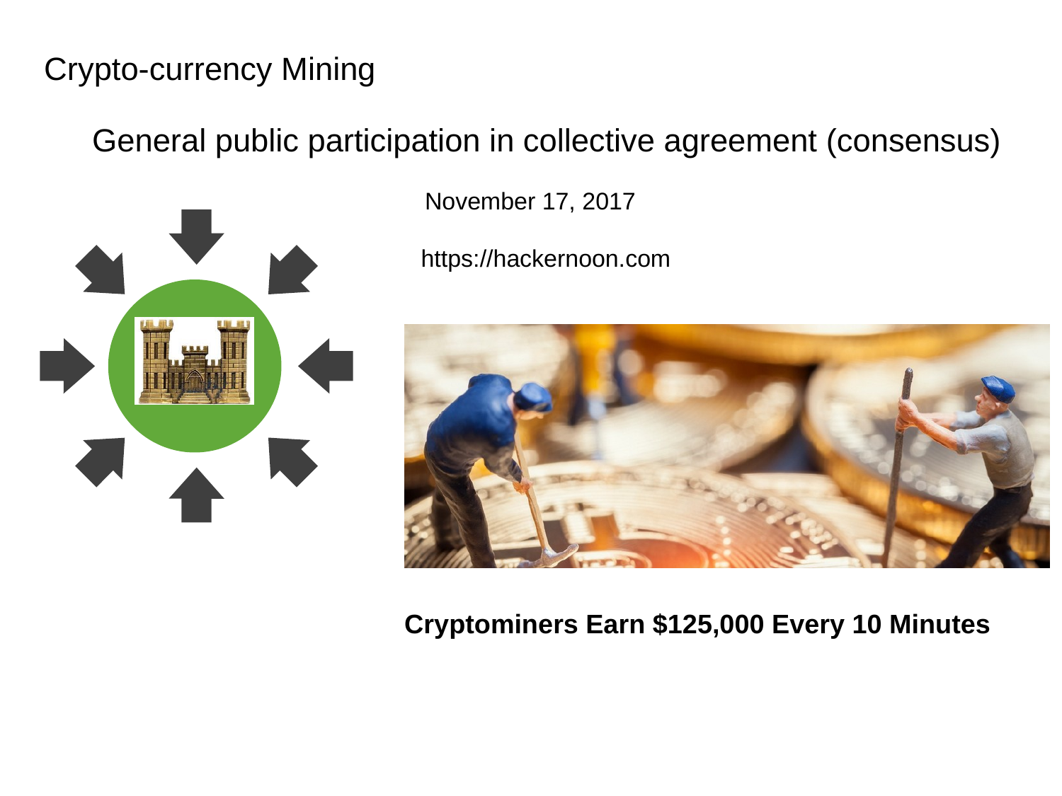# Crypto-currency Mining

## General public participation in collective agreement (consensus)

November 17, 2017

https://hackernoon.com

**Cryptominers Earn $125,000 Every 10 Minutes**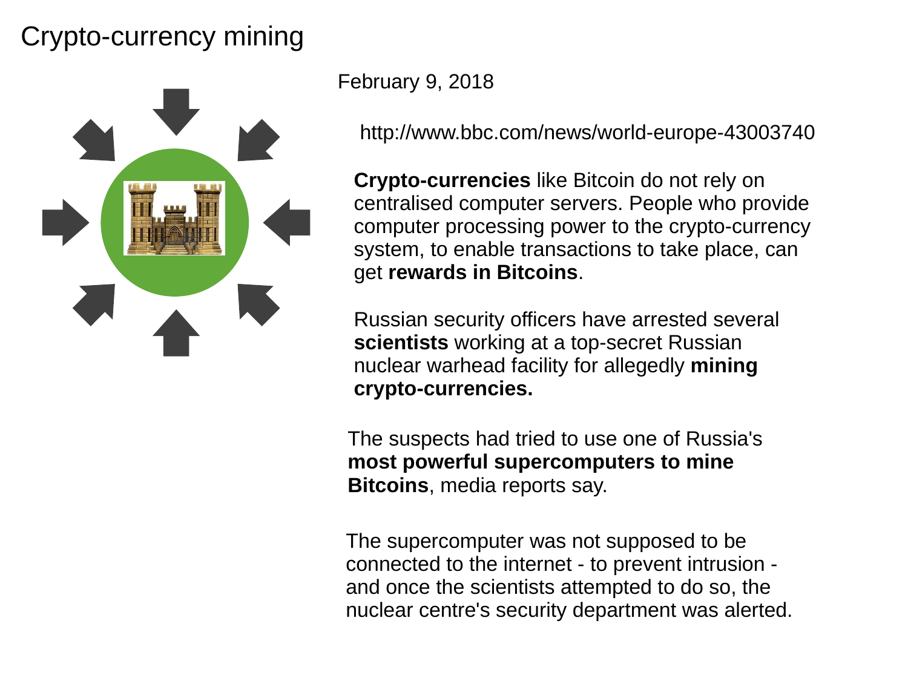# Crypto-currency mining

February 9, 2018

http://www.bbc.com/news/world-europe-43003740

**Crypto-currencies** like Bitcoin do not rely on centralised computer servers. People who provide computer processing power to the crypto-currency system, to enable transactions to take place, can get **rewards in Bitcoins**.

Russian security officers have arrested several **scientists** working at a top-secret Russian nuclear warhead facility for allegedly **mining crypto-currencies.**

The suspects had tried to use one of Russia's **most powerful supercomputers to mine Bitcoins**, media reports say.

The supercomputer was not supposed to be connected to the internet - to prevent intrusion - and once the scientists attempted to do so, the nuclear centre's security department was alerted.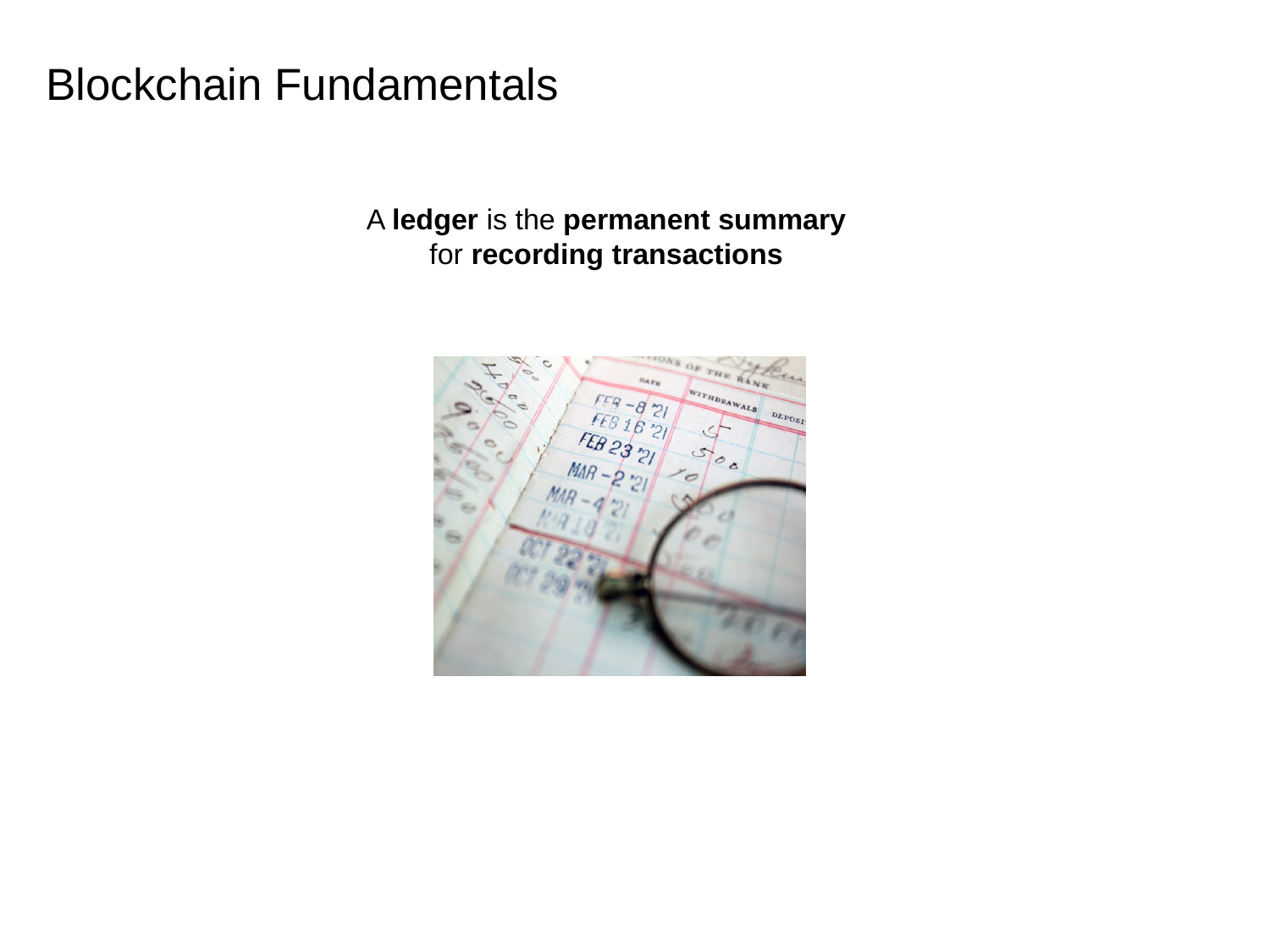# Blockchain Fundamentals

A **ledger** is the **permanent summary** for **recording transactions**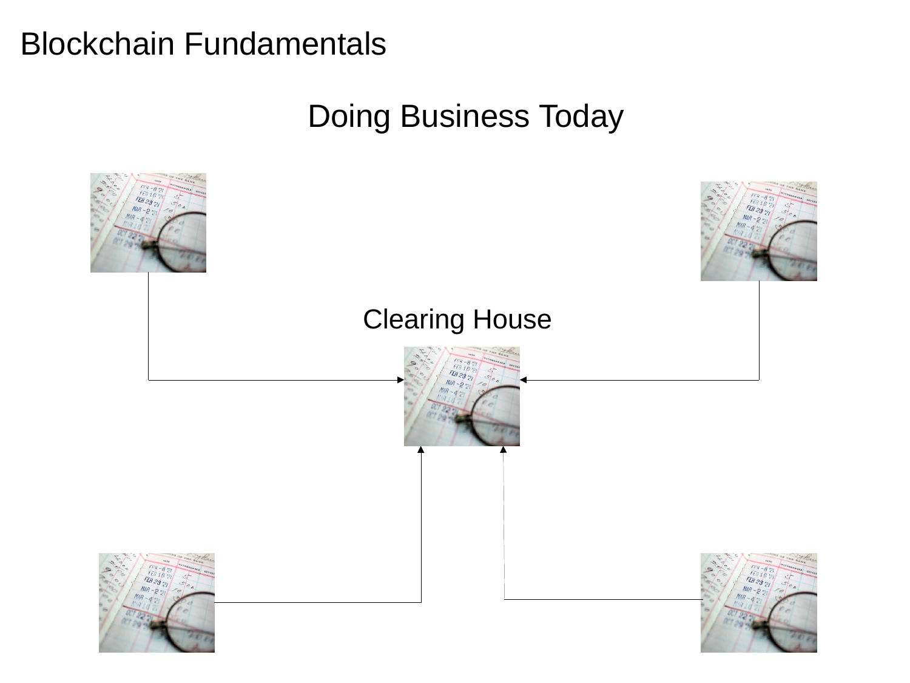# Blockchain Fundamentals

## Doing Business Today

Clearing House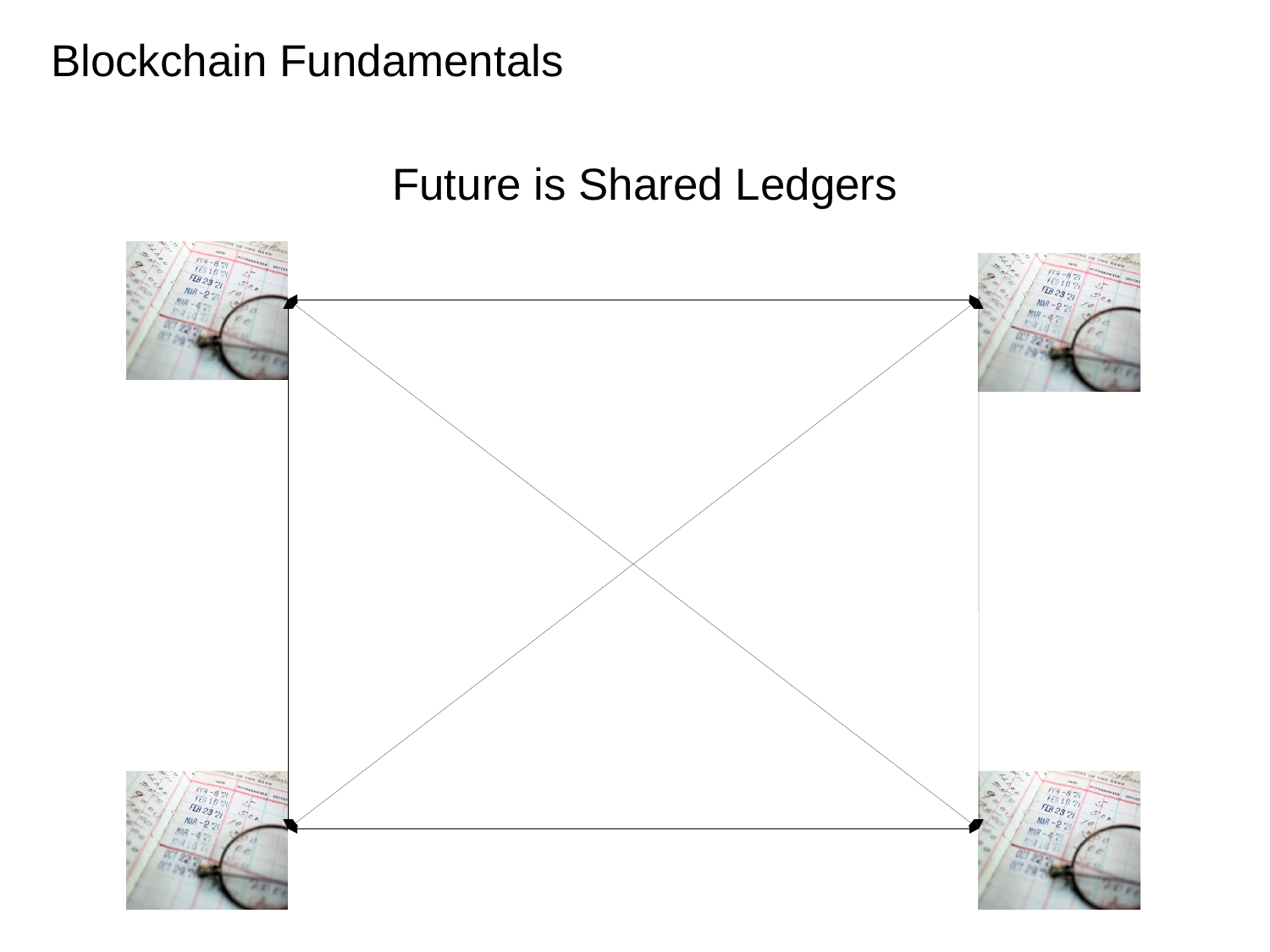# Blockchain Fundamentals

## Future is Shared Ledgers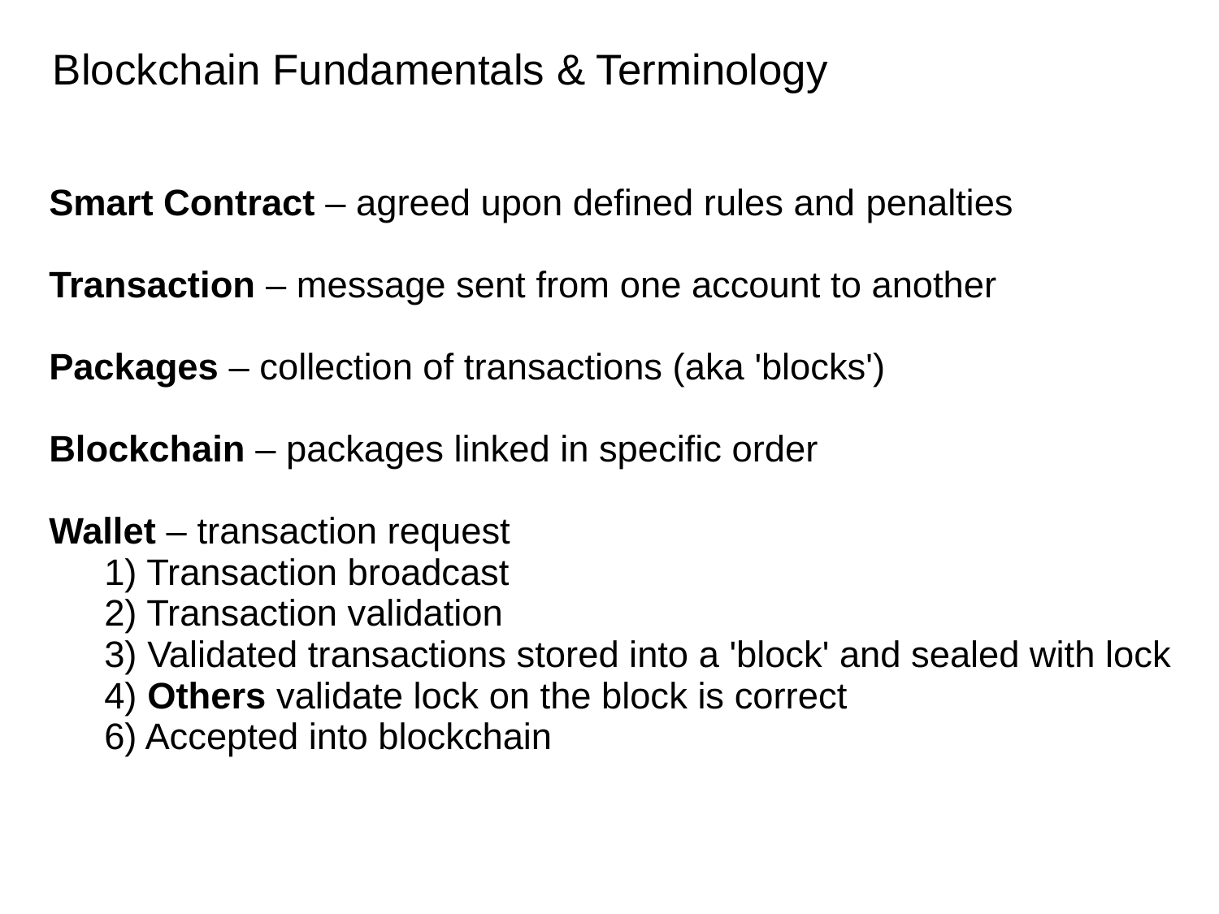# Blockchain Fundamentals & Terminology

**Smart Contract** – agreed upon defined rules and penalties

**Transaction** – message sent from one account to another

**Packages** – collection of transactions (aka 'blocks')

**Blockchain** – packages linked in specific order

**Wallet** – transaction request

1) Transaction broadcast
2) Transaction validation
3) Validated transactions stored into a 'block' and sealed with lock
4) **Others** validate lock on the block is correct
6) Accepted into blockchain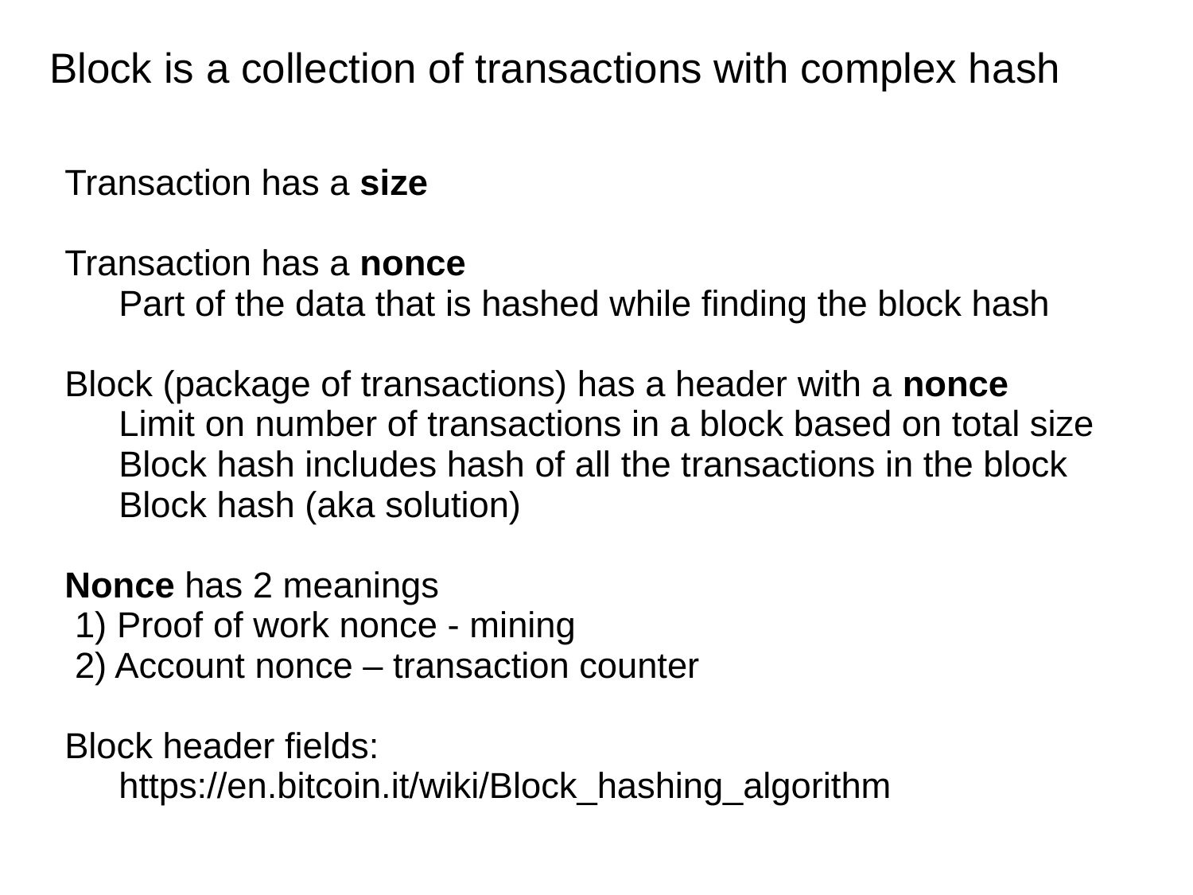# Block is a collection of transactions with complex hash

Transaction has a **size**

Transaction has a **nonce**

Part of the data that is hashed while finding the block hash

Block (package of transactions) has a header with a **nonce**

Limit on number of transactions in a block based on total size

Block hash includes hash of all the transactions in the block

Block hash (aka solution)

**Nonce** has 2 meanings

1) Proof of work nonce - mining
2) Account nonce – transaction counter

Block header fields:

https://en.bitcoin.it/wiki/Block_hashing_algorithm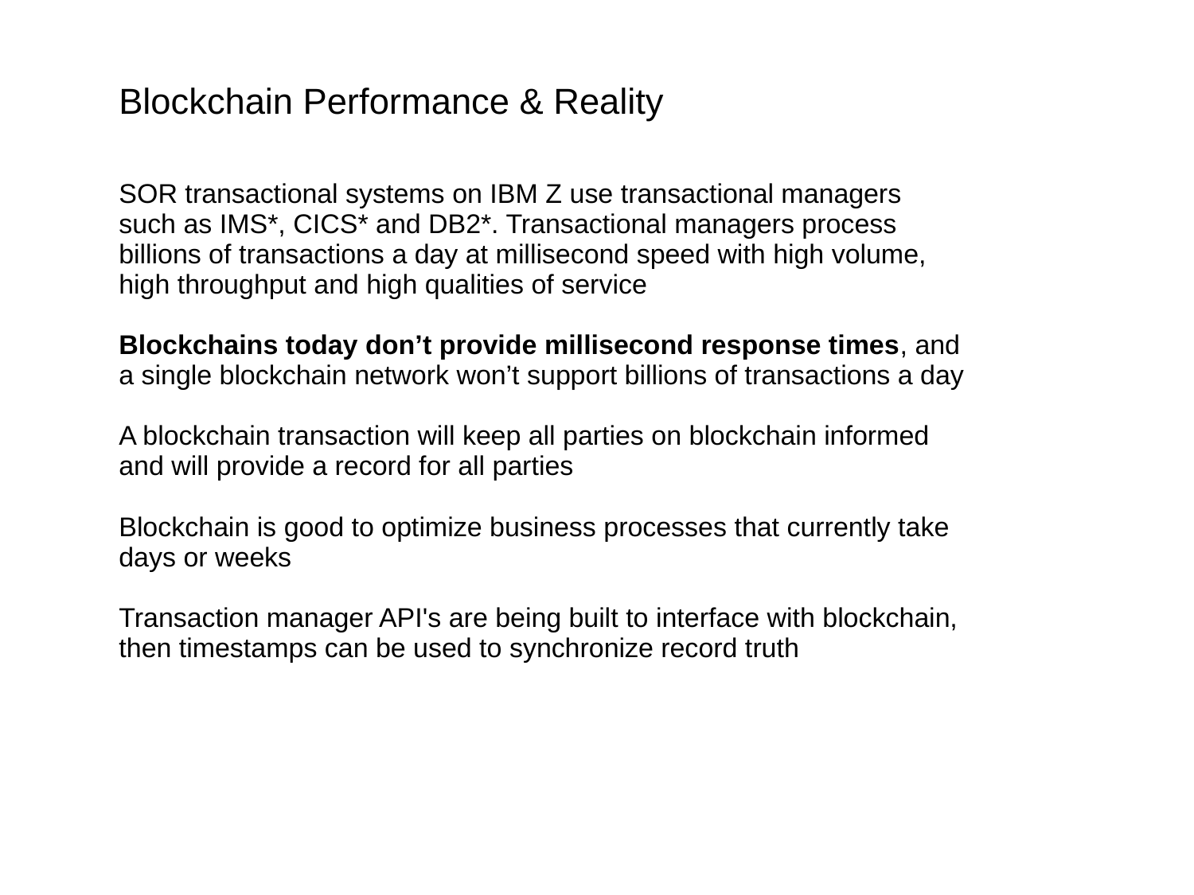# Blockchain Performance & Reality

SOR transactional systems on IBM Z use transactional managers such as IMS*, CICS* and DB2*. Transactional managers process billions of transactions a day at millisecond speed with high volume, high throughput and high qualities of service

**Blockchains today don't provide millisecond response times**, and a single blockchain network won't support billions of transactions a day

A blockchain transaction will keep all parties on blockchain informed and will provide a record for all parties

Blockchain is good to optimize business processes that currently take days or weeks

Transaction manager API's are being built to interface with blockchain, then timestamps can be used to synchronize record truth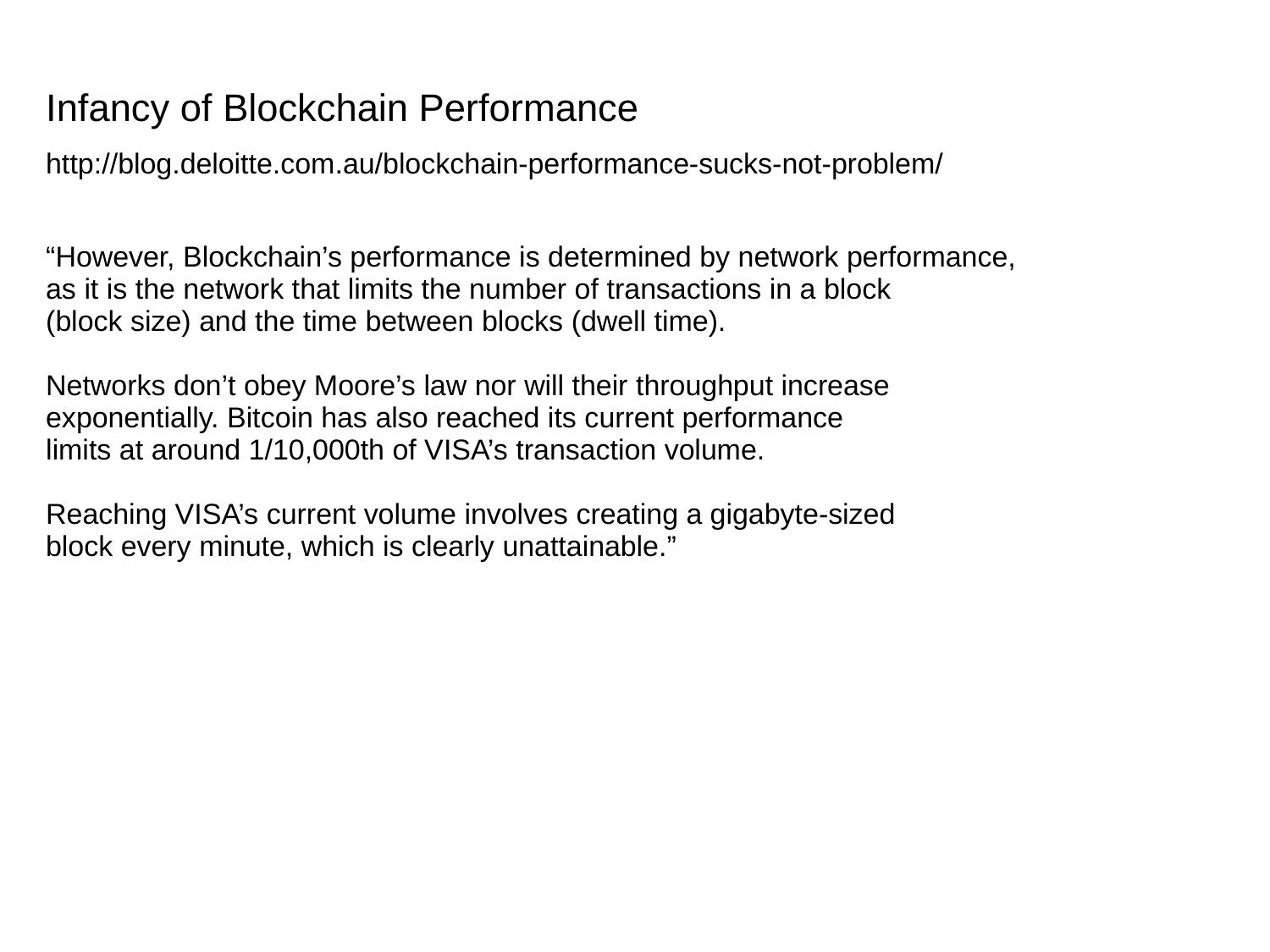# Infancy of Blockchain Performance

http://blog.deloitte.com.au/blockchain-performance-sucks-not-problem/

"However, Blockchain's performance is determined by network performance, as it is the network that limits the number of transactions in a block (block size) and the time between blocks (dwell time).

Networks don't obey Moore's law nor will their throughput increase exponentially. Bitcoin has also reached its current performance limits at around 1/10,000th of VISA's transaction volume.

Reaching VISA's current volume involves creating a gigabyte-sized block every minute, which is clearly unattainable."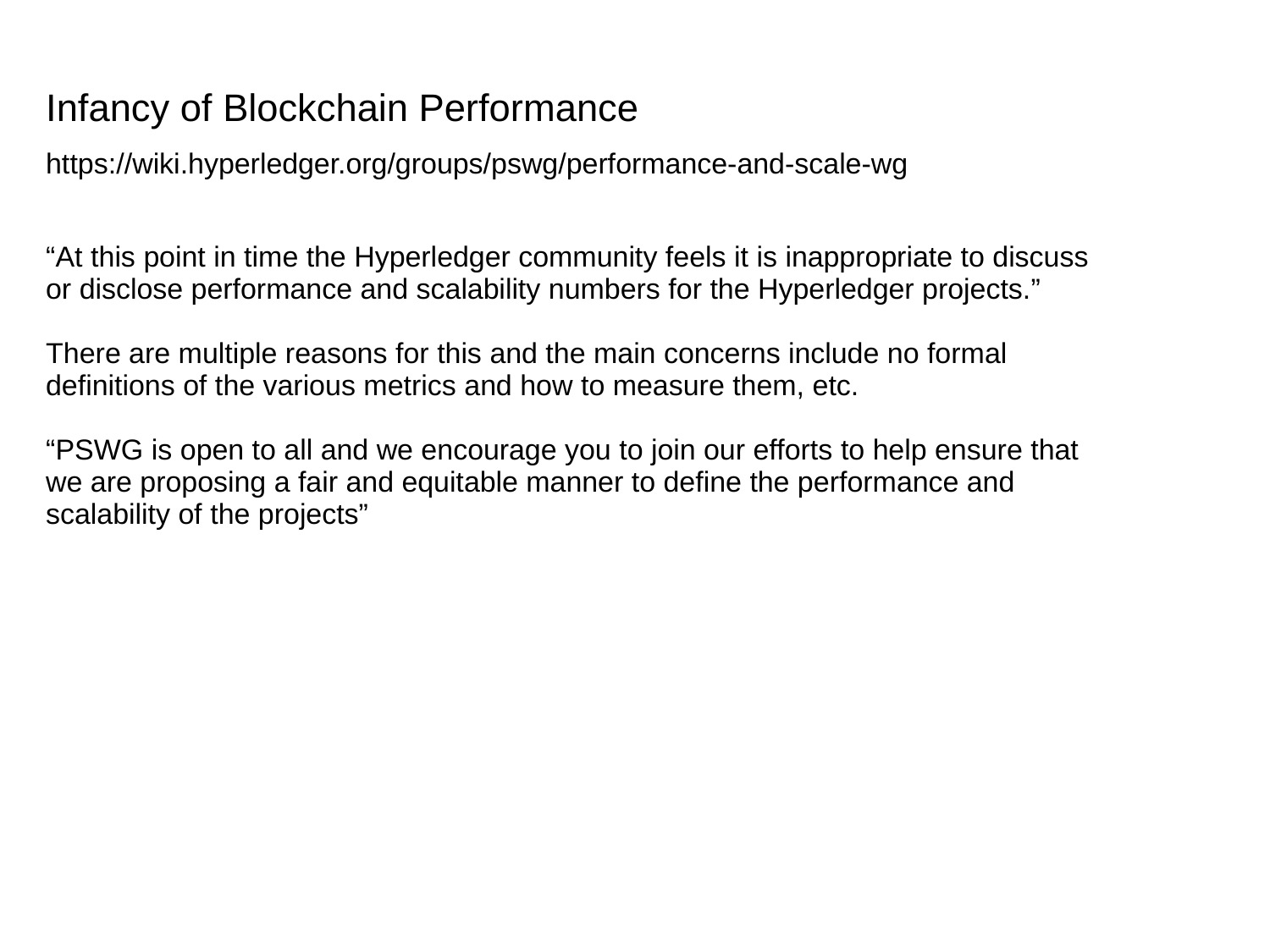# Infancy of Blockchain Performance

https://wiki.hyperledger.org/groups/pswg/performance-and-scale-wg

“At this point in time the Hyperledger community feels it is inappropriate to discuss or disclose performance and scalability numbers for the Hyperledger projects.”

There are multiple reasons for this and the main concerns include no formal definitions of the various metrics and how to measure them, etc.

“PSWG is open to all and we encourage you to join our efforts to help ensure that we are proposing a fair and equitable manner to define the performance and scalability of the projects”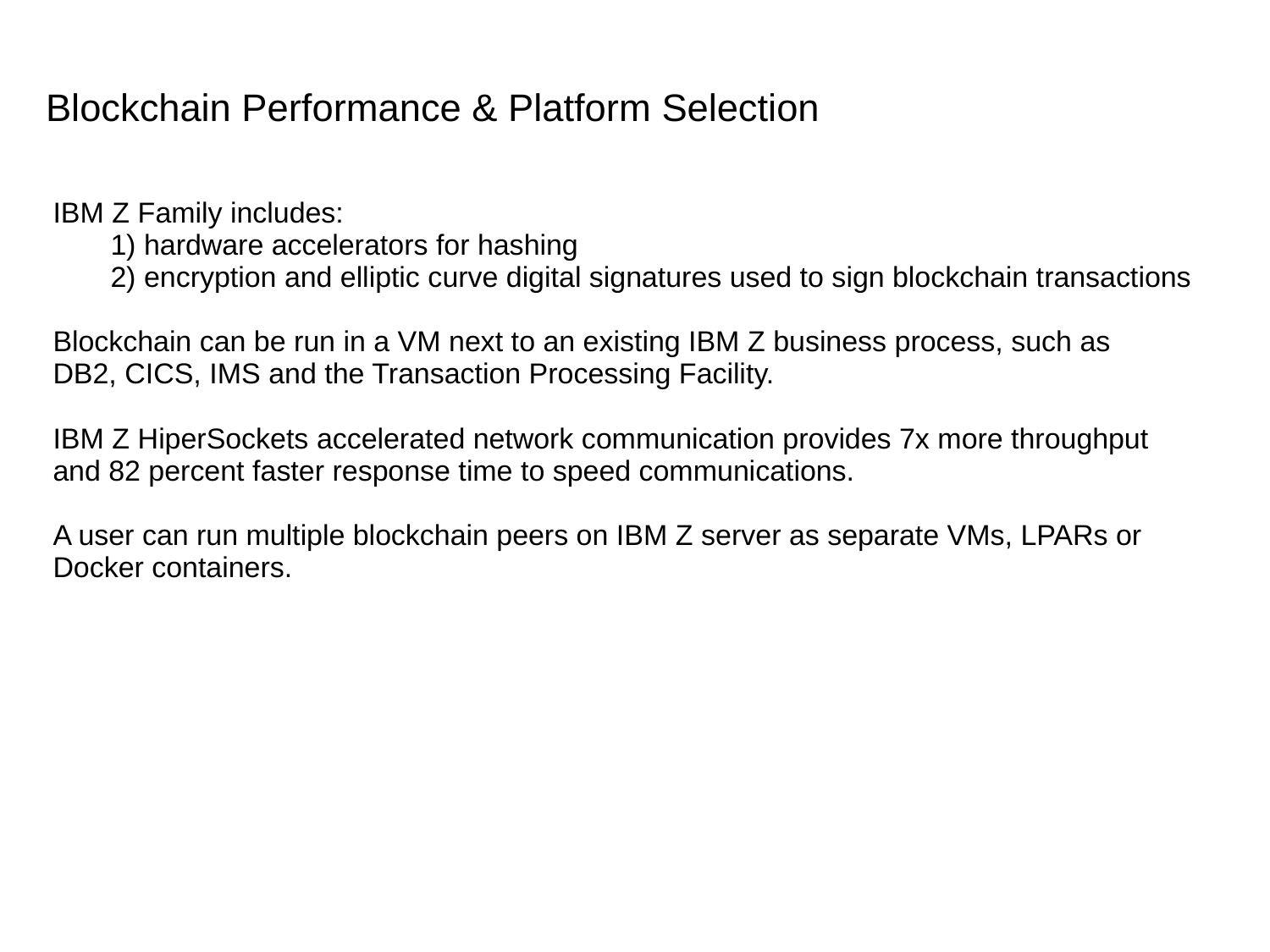# Blockchain Performance & Platform Selection

IBM Z Family includes:

1) hardware accelerators for hashing
2) encryption and elliptic curve digital signatures used to sign blockchain transactions

Blockchain can be run in a VM next to an existing IBM Z business process, such as DB2, CICS, IMS and the Transaction Processing Facility.

IBM Z HiperSockets accelerated network communication provides 7x more throughput and 82 percent faster response time to speed communications.

A user can run multiple blockchain peers on IBM Z server as separate VMs, LPARs or Docker containers.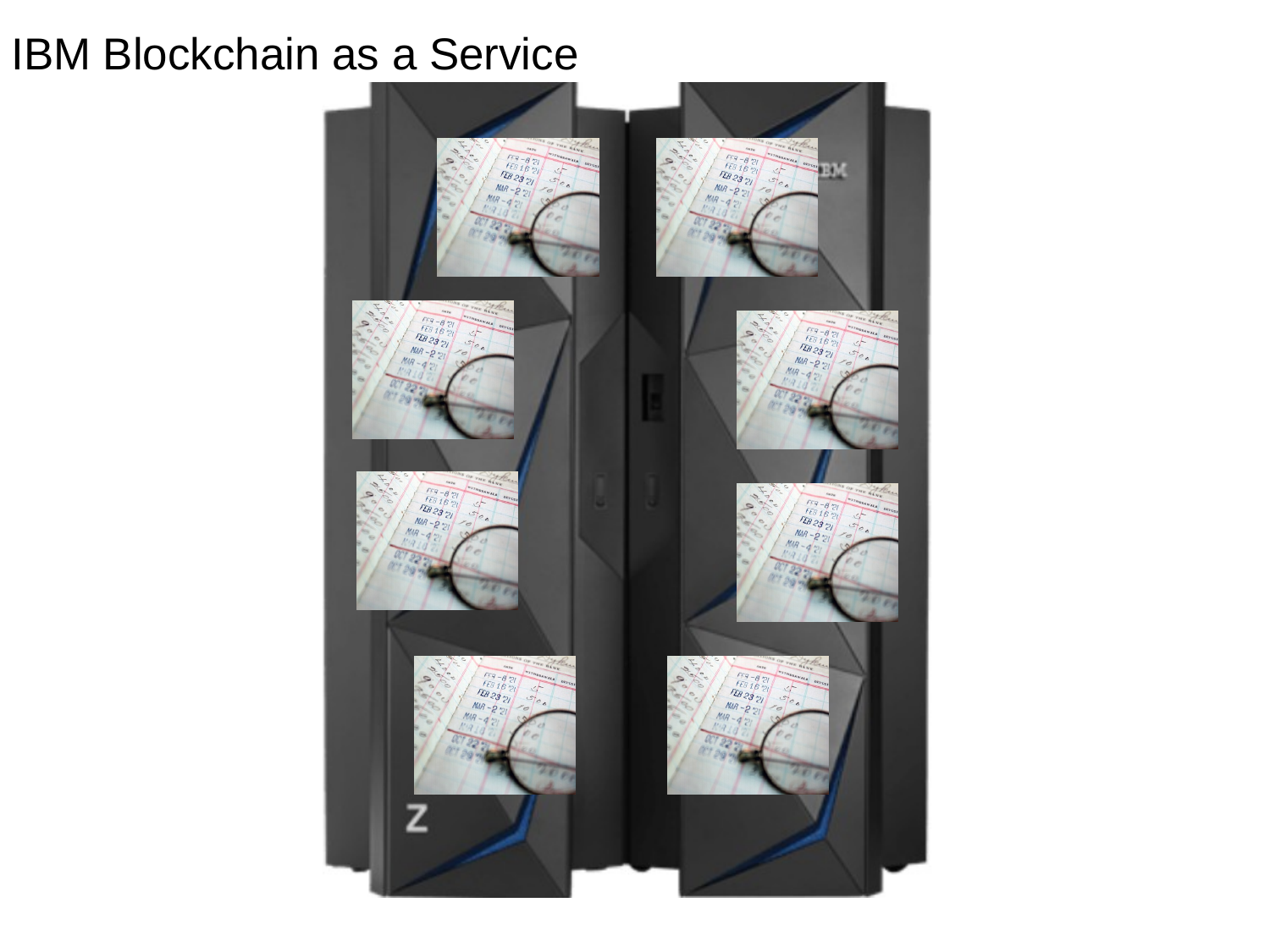# IBM Blockchain as a Service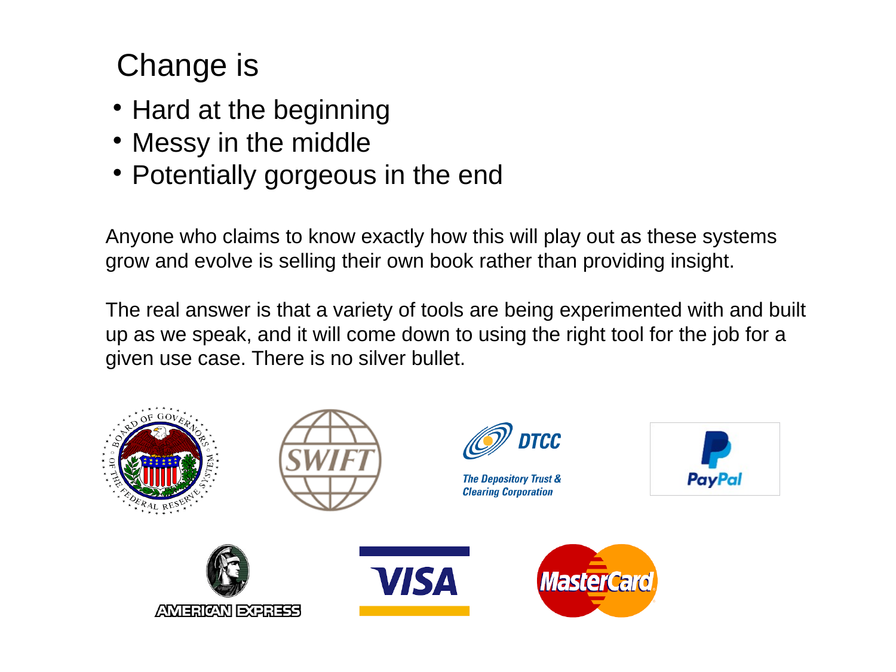# Change is

- Hard at the beginning
- Messy in the middle
- Potentially gorgeous in the end

Anyone who claims to know exactly how this will play out as these systems grow and evolve is selling their own book rather than providing insight.

The real answer is that a variety of tools are being experimented with and built up as we speak, and it will come down to using the right tool for the job for a given use case. There is no silver bullet.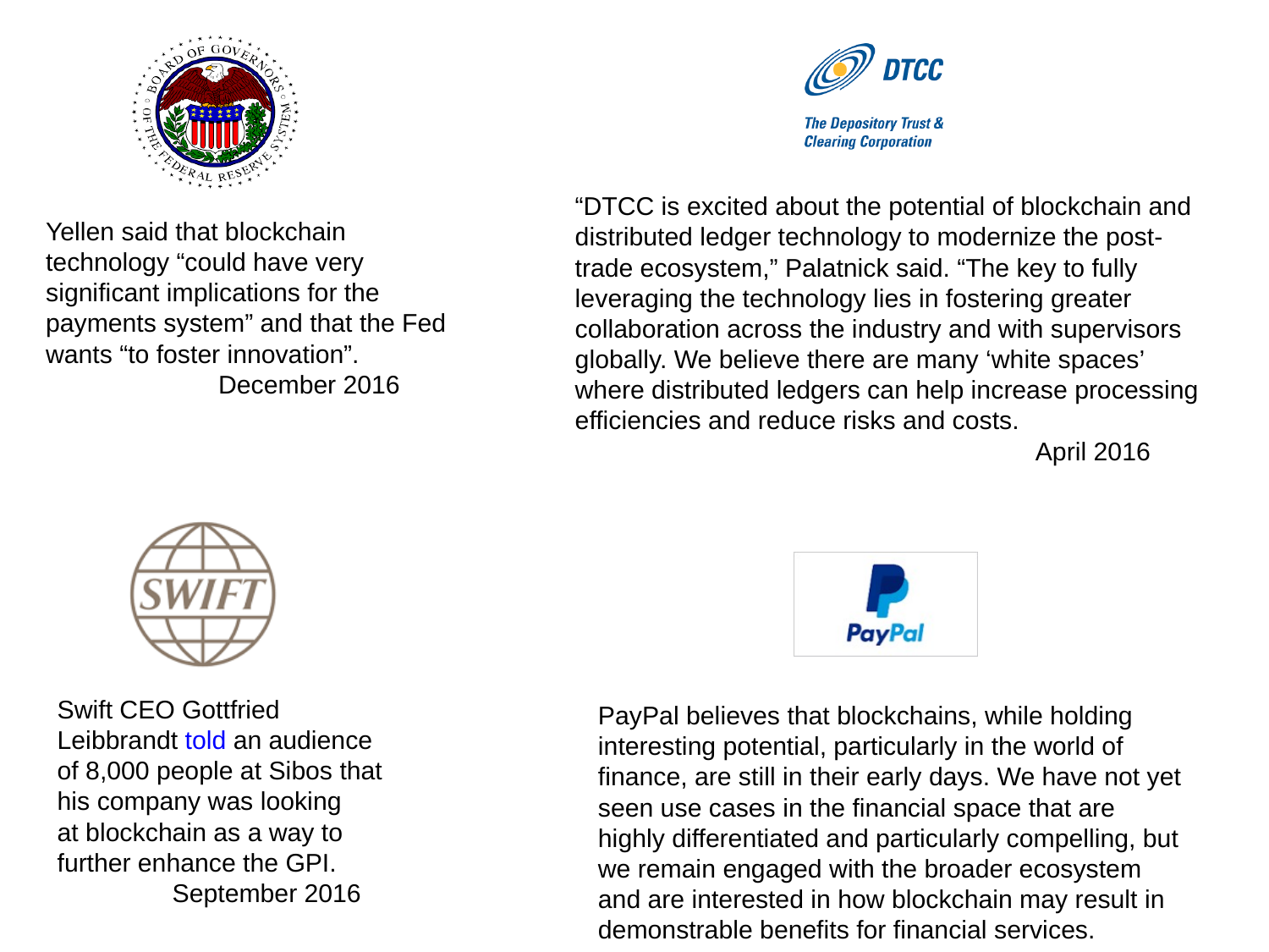Yellen said that blockchain technology "could have very significant implications for the payments system" and that the Fed wants "to foster innovation".

December 2016

The Depository Trust & Clearing Corporation

"DTCC is excited about the potential of blockchain and distributed ledger technology to modernize the post-trade ecosystem," Palatnick said. "The key to fully leveraging the technology lies in fostering greater collaboration across the industry and with supervisors globally. We believe there are many 'white spaces' where distributed ledgers can help increase processing efficiencies and reduce risks and costs.

April 2016

Swift CEO Gottfried Leibbrandt told an audience of 8,000 people at Sibos that his company was looking at blockchain as a way to further enhance the GPI.

September 2016

PayPal believes that blockchains, while holding interesting potential, particularly in the world of finance, are still in their early days. We have not yet seen use cases in the financial space that are highly differentiated and particularly compelling, but we remain engaged with the broader ecosystem and are interested in how blockchain may result in demonstrable benefits for financial services.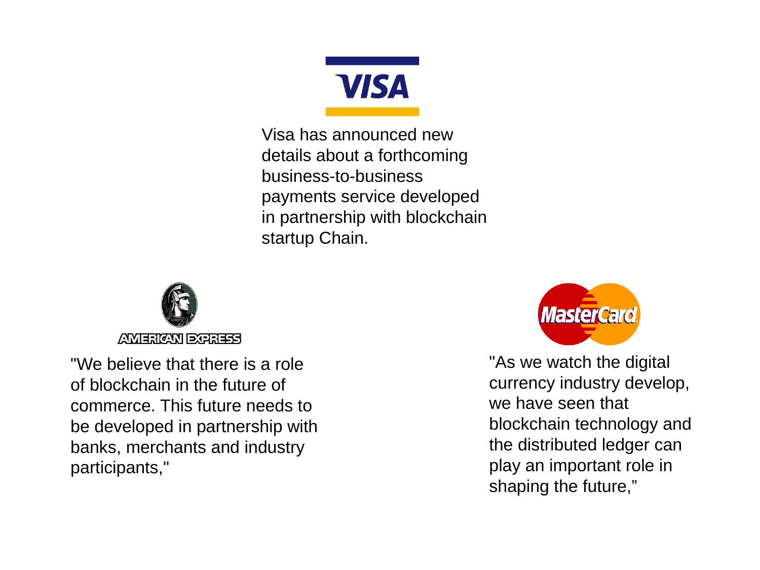VISA

Visa has announced new details about a forthcoming business-to-business payments service developed in partnership with blockchain startup Chain.

AMERICAN EXPRESS

"We believe that there is a role of blockchain in the future of commerce. This future needs to be developed in partnership with banks, merchants and industry participants,"

MasterCard

"As we watch the digital currency industry develop, we have seen that blockchain technology and the distributed ledger can play an important role in shaping the future,"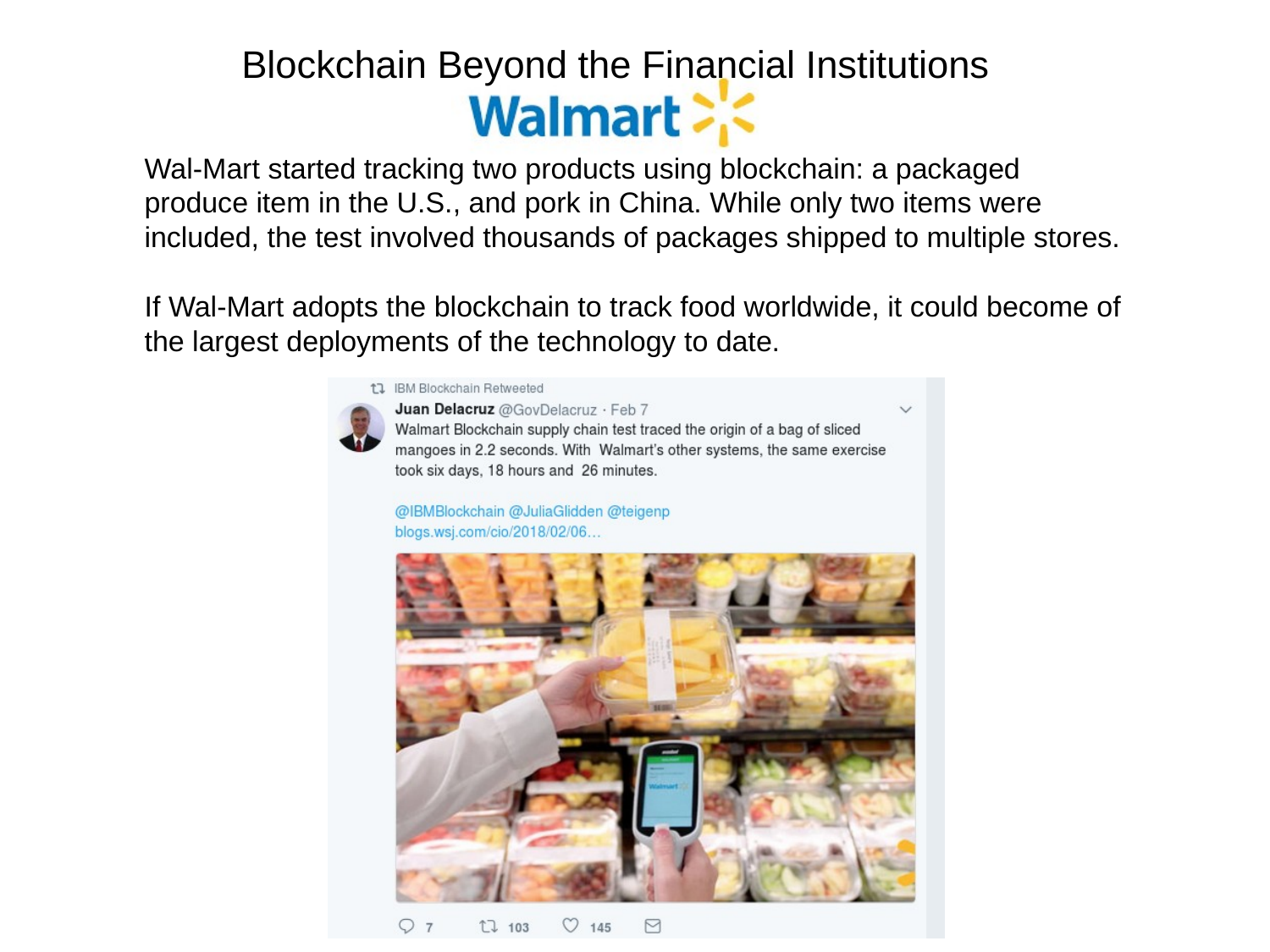# Blockchain Beyond the Financial Institutions

Walmart

Wal-Mart started tracking two products using blockchain: a packaged produce item in the U.S., and pork in China. While only two items were included, the test involved thousands of packages shipped to multiple stores.

If Wal-Mart adopts the blockchain to track food worldwide, it could become of the largest deployments of the technology to date.

IBM Blockchain Retweeted

**Juan Delacruz** @GovDelacruz · Feb 7

Walmart Blockchain supply chain test traced the origin of a bag of sliced mangoes in 2.2 seconds. With Walmart's other systems, the same exercise took six days, 18 hours and 26 minutes.

@IBMBlockchain @JuliaGlidden @teigenp
blogs.wsj.com/cio/2018/02/06...

7 103 145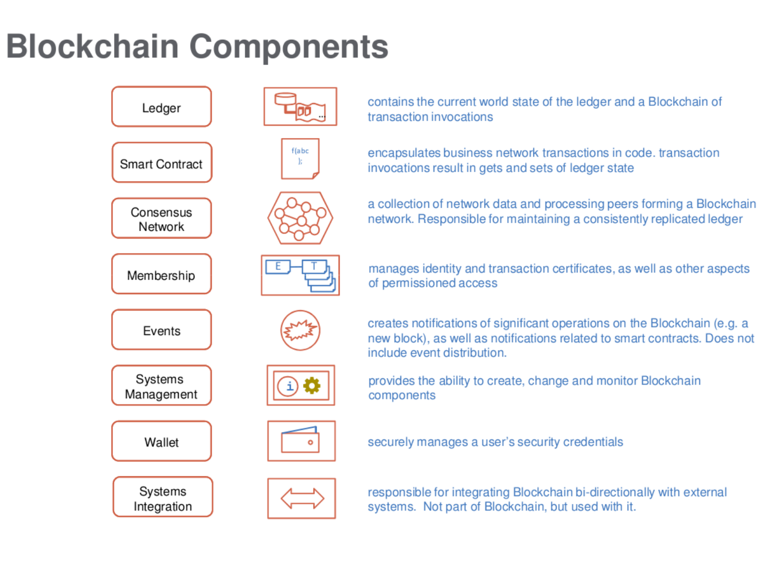# Blockchain Components

| | |
|---|---|
| Ledger | contains the current world state of the ledger and a Blockchain of transaction invocations |
| Smart Contract | encapsulates business network transactions in code. transaction invocations result in gets and sets of ledger state |
| Consensus Network | a collection of network data and processing peers forming a Blockchain network. Responsible for maintaining a consistently replicated ledger |
| Membership | manages identity and transaction certificates, as well as other aspects of permissioned access |
| Events | creates notifications of significant operations on the Blockchain (e.g. a new block), as well as notifications related to smart contracts. Does not include event distribution. |
| Systems Management | provides the ability to create, change and monitor Blockchain components |
| Wallet | securely manages a user's security credentials |
| Systems Integration | responsible for integrating Blockchain bi-directionally with external systems. Not part of Blockchain, but used with it. |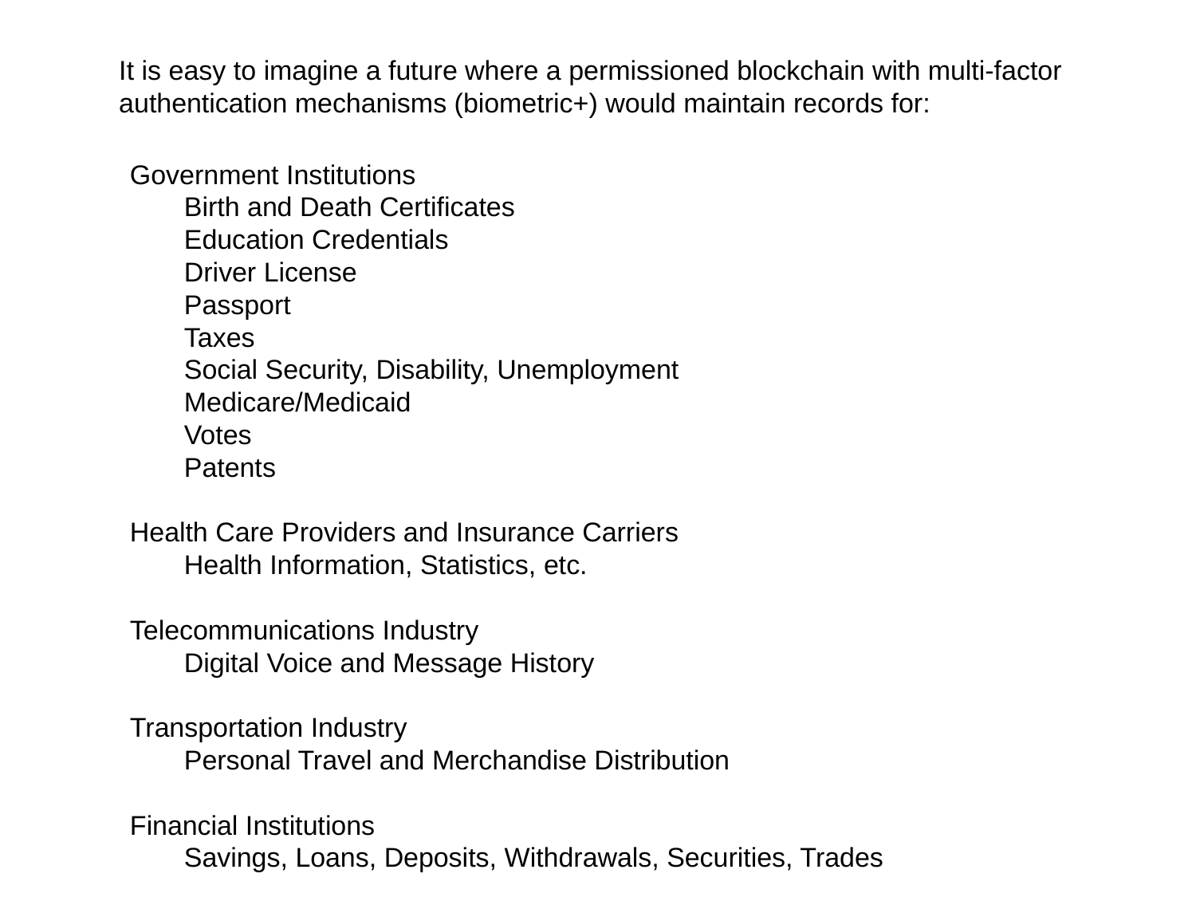It is easy to imagine a future where a permissioned blockchain with multi-factor authentication mechanisms (biometric+) would maintain records for:

- Government Institutions
  - Birth and Death Certificates
  - Education Credentials
  - Driver License
  - Passport
  - Taxes
  - Social Security, Disability, Unemployment
  - Medicare/Medicaid
  - Votes
  - Patents
- Health Care Providers and Insurance Carriers
  - Health Information, Statistics, etc.
- Telecommunications Industry
  - Digital Voice and Message History
- Transportation Industry
  - Personal Travel and Merchandise Distribution
- Financial Institutions
  - Savings, Loans, Deposits, Withdrawals, Securities, Trades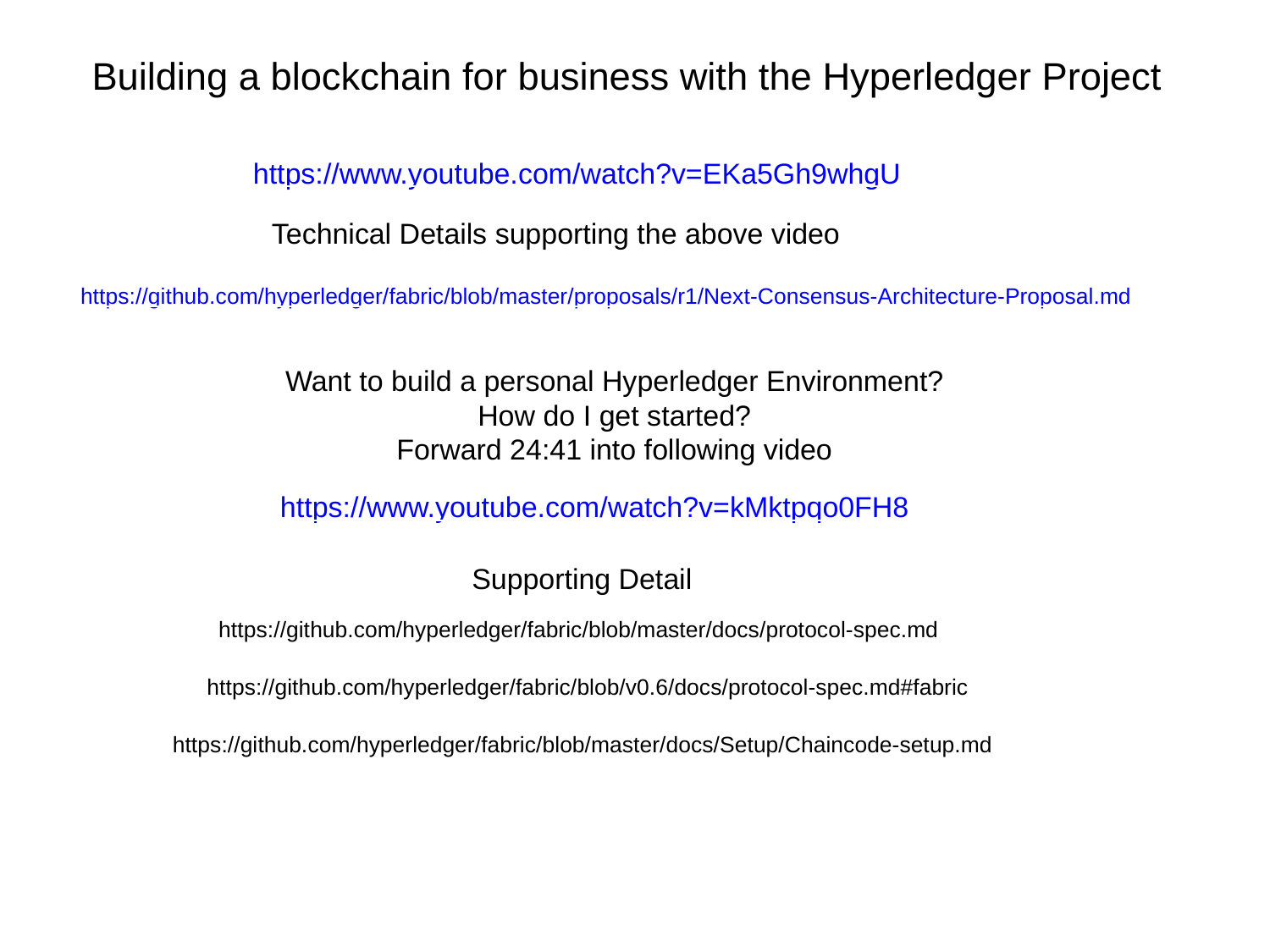# Building a blockchain for business with the Hyperledger Project

https://www.youtube.com/watch?v=EKa5Gh9whgU

Technical Details supporting the above video

https://github.com/hyperledger/fabric/blob/master/proposals/r1/Next-Consensus-Architecture-Proposal.md

Want to build a personal Hyperledger Environment?
How do I get started?
Forward 24:41 into following video

https://www.youtube.com/watch?v=kMktpqo0FH8

Supporting Detail

https://github.com/hyperledger/fabric/blob/master/docs/protocol-spec.md

https://github.com/hyperledger/fabric/blob/v0.6/docs/protocol-spec.md#fabric

https://github.com/hyperledger/fabric/blob/master/docs/Setup/Chaincode-setup.md